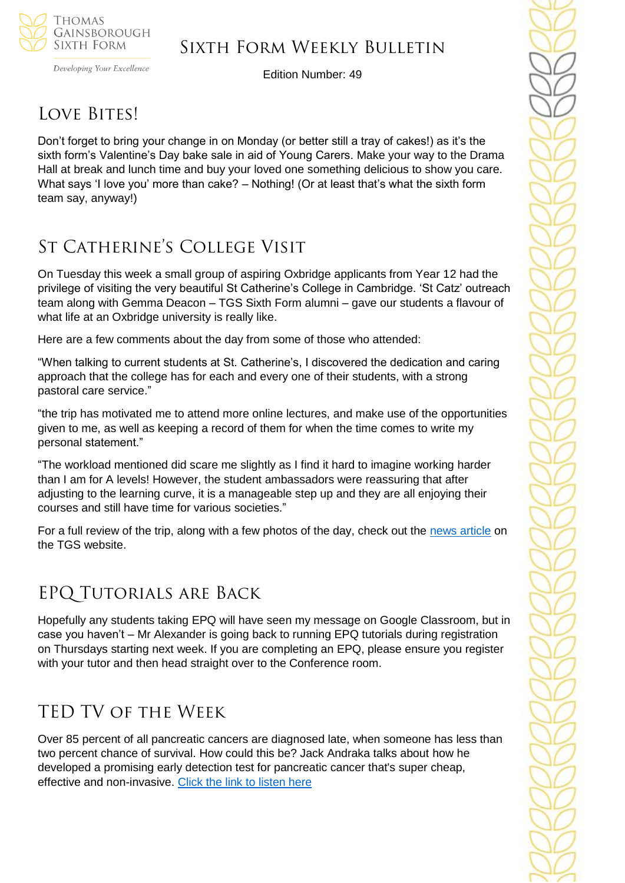# Sixth Form Weekly Bulletin

Edition Number: 49

## Love Bites!

Don't forget to bring your change in on Monday (or better still a tray of cakes!) as it's the sixth form's Valentine's Day bake sale in aid of Young Carers. Make your way to the Drama Hall at break and lunch time and buy your loved one something delicious to show you care. What says 'I love you' more than cake? – Nothing! (Or at least that's what the sixth form team say, anyway!)

## St Catherine's College Visit

On Tuesday this week a small group of aspiring Oxbridge applicants from Year 12 had the privilege of visiting the very beautiful St Catherine's College in Cambridge. 'St Catz' outreach team along with Gemma Deacon – TGS Sixth Form alumni – gave our students a flavour of what life at an Oxbridge university is really like.

Here are a few comments about the day from some of those who attended:

"When talking to current students at St. Catherine's, I discovered the dedication and caring approach that the college has for each and every one of their students, with a strong pastoral care service."

"the trip has motivated me to attend more online lectures, and make use of the opportunities given to me, as well as keeping a record of them for when the time comes to write my personal statement."

"The workload mentioned did scare me slightly as I find it hard to imagine working harder than I am for A levels! However, the student ambassadors were reassuring that after adjusting to the learning curve, it is a manageable step up and they are all enjoying their courses and still have time for various societies."

For a full review of the trip, along with a few photos of the day, check out the news article on the TGS website.

## EPQ Tutorials are Back

Hopefully any students taking EPQ will have seen my message on Google Classroom, but in case you haven't – Mr Alexander is going back to running EPQ tutorials during registration on Thursdays starting next week. If you are completing an EPQ, please ensure you register with your tutor and then head straight over to the Conference room.

## TED TV of the Week

Over 85 percent of all pancreatic cancers are diagnosed late, when someone has less than two percent chance of survival. How could this be? Jack Andraka talks about how he developed a promising early detection test for pancreatic cancer that's super cheap, effective and non-invasive. Click the link to listen here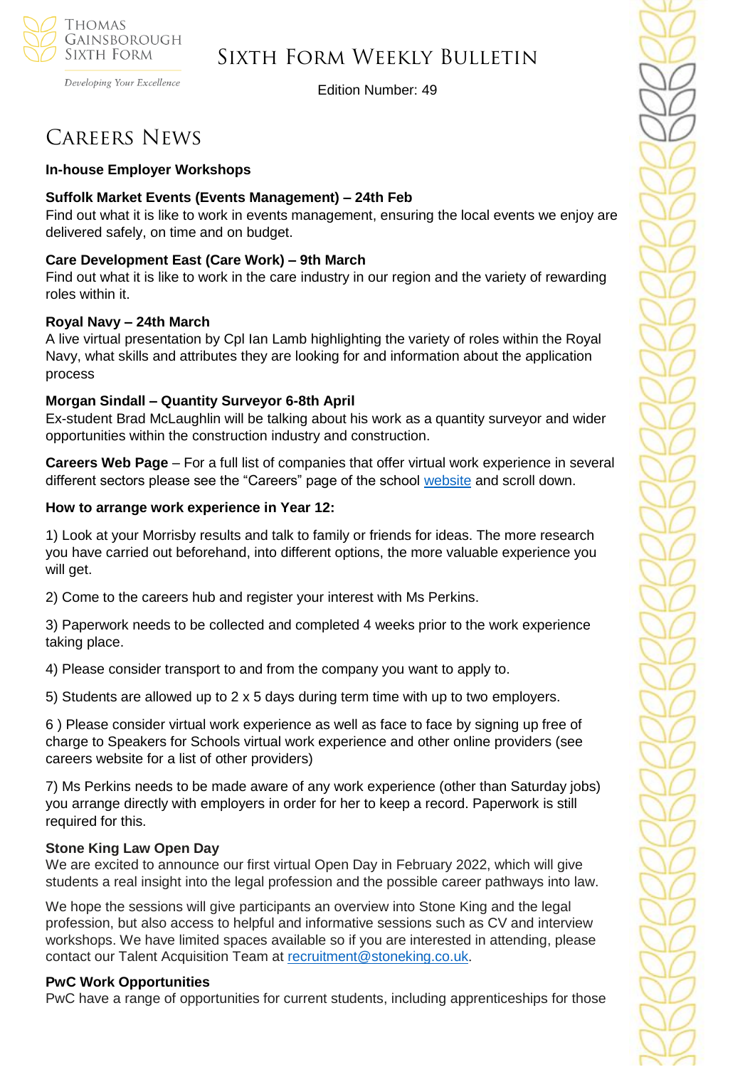# Careers News

**In-house Employer Workshops**

**Suffolk Market Events (Events Management) – 24th Feb**
Find out what it is like to work in events management, ensuring the local events we enjoy are delivered safely, on time and on budget.

**Care Development East (Care Work) – 9th March**
Find out what it is like to work in the care industry in our region and the variety of rewarding roles within it.

**Royal Navy – 24th March**
A live virtual presentation by Cpl Ian Lamb highlighting the variety of roles within the Royal Navy, what skills and attributes they are looking for and information about the application process

**Morgan Sindall – Quantity Surveyor 6-8th April**
Ex-student Brad McLaughlin will be talking about his work as a quantity surveyor and wider opportunities within the construction industry and construction.

**Careers Web Page** – For a full list of companies that offer virtual work experience in several different sectors please see the "Careers" page of the school website and scroll down.

**How to arrange work experience in Year 12:**

1) Look at your Morrisby results and talk to family or friends for ideas. The more research you have carried out beforehand, into different options, the more valuable experience you will get.

2) Come to the careers hub and register your interest with Ms Perkins.

3) Paperwork needs to be collected and completed 4 weeks prior to the work experience taking place.

4) Please consider transport to and from the company you want to apply to.

5) Students are allowed up to 2 x 5 days during term time with up to two employers.

6 ) Please consider virtual work experience as well as face to face by signing up free of charge to Speakers for Schools virtual work experience and other online providers (see careers website for a list of other providers)

7) Ms Perkins needs to be made aware of any work experience (other than Saturday jobs) you arrange directly with employers in order for her to keep a record. Paperwork is still required for this.

**Stone King Law Open Day**
We are excited to announce our first virtual Open Day in February 2022, which will give students a real insight into the legal profession and the possible career pathways into law.

We hope the sessions will give participants an overview into Stone King and the legal profession, but also access to helpful and informative sessions such as CV and interview workshops. We have limited spaces available so if you are interested in attending, please contact our Talent Acquisition Team at recruitment@stoneking.co.uk.

**PwC Work Opportunities**
PwC have a range of opportunities for current students, including apprenticeships for those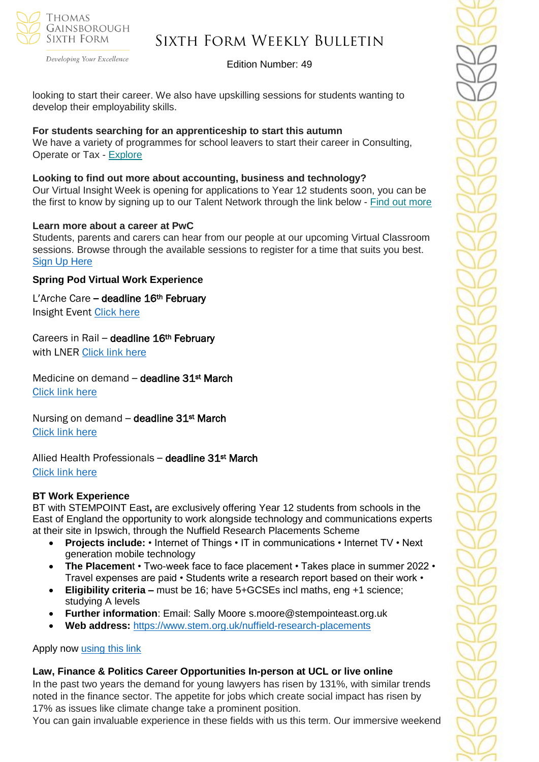looking to start their career. We also have upskilling sessions for students wanting to develop their employability skills.

**For students searching for an apprenticeship to start this autumn**
We have a variety of programmes for school leavers to start their career in Consulting, Operate or Tax - [Explore]

**Looking to find out more about accounting, business and technology?**
Our Virtual Insight Week is opening for applications to Year 12 students soon, you can be the first to know by signing up to our Talent Network through the link below - [Find out more]

**Learn more about a career at PwC**
Students, parents and carers can hear from our people at our upcoming Virtual Classroom sessions. Browse through the available sessions to register for a time that suits you best. [Sign Up Here]

**Spring Pod Virtual Work Experience**

L'Arche Care – **deadline 16th February**
Insight Event [Click here]

Careers in Rail – **deadline 16th February**
with LNER [Click link here]

Medicine on demand – **deadline 31st March**
[Click link here]

Nursing on demand – **deadline 31st March**
[Click link here]

Allied Health Professionals – **deadline 31st March**
[Click link here]

**BT Work Experience**
BT with STEMPOINT East**,** are exclusively offering Year 12 students from schools in the East of England the opportunity to work alongside technology and communications experts at their site in Ipswich, through the Nuffield Research Placements Scheme

- **Projects include:** • Internet of Things • IT in communications • Internet TV • Next generation mobile technology
- **The Placement** • Two-week face to face placement • Takes place in summer 2022 • Travel expenses are paid • Students write a research report based on their work •
- **Eligibility criteria –** must be 16; have 5+GCSEs incl maths, eng +1 science; studying A levels
- **Further information**: Email: Sally Moore s.moore@stempointeast.org.uk
- **Web address:** https://www.stem.org.uk/nuffield-research-placements

Apply now [using this link]

**Law, Finance & Politics Career Opportunities In-person at UCL or live online**
In the past two years the demand for young lawyers has risen by 131%, with similar trends noted in the finance sector. The appetite for jobs which create social impact has risen by 17% as issues like climate change take a prominent position.
You can gain invaluable experience in these fields with us this term. Our immersive weekend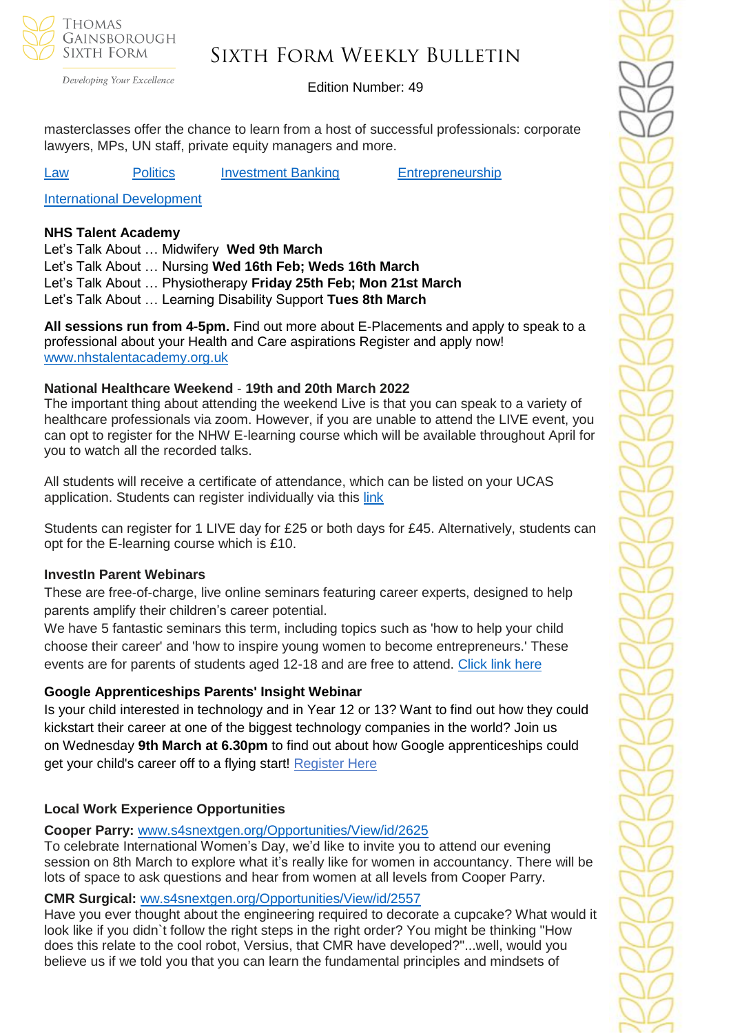masterclasses offer the chance to learn from a host of successful professionals: corporate lawyers, MPs, UN staff, private equity managers and more.

Law    Politics    Investment Banking    Entrepreneurship

International Development

**NHS Talent Academy**

Let's Talk About … Midwifery **Wed 9th March**
Let's Talk About … Nursing **Wed 16th Feb; Weds 16th March**
Let's Talk About … Physiotherapy **Friday 25th Feb; Mon 21st March**
Let's Talk About … Learning Disability Support **Tues 8th March**

**All sessions run from 4-5pm.** Find out more about E-Placements and apply to speak to a professional about your Health and Care aspirations Register and apply now! www.nhstalentacademy.org.uk

**National Healthcare Weekend** - **19th and 20th March 2022**

The important thing about attending the weekend Live is that you can speak to a variety of healthcare professionals via zoom. However, if you are unable to attend the LIVE event, you can opt to register for the NHW E-learning course which will be available throughout April for you to watch all the recorded talks.

All students will receive a certificate of attendance, which can be listed on your UCAS application. Students can register individually via this link

Students can register for 1 LIVE day for £25 or both days for £45. Alternatively, students can opt for the E-learning course which is £10.

**InvestIn Parent Webinars**

These are free-of-charge, live online seminars featuring career experts, designed to help parents amplify their children's career potential.

We have 5 fantastic seminars this term, including topics such as 'how to help your child choose their career' and 'how to inspire young women to become entrepreneurs.' These events are for parents of students aged 12-18 and are free to attend. Click link here

**Google Apprenticeships Parents' Insight Webinar**

Is your child interested in technology and in Year 12 or 13? Want to find out how they could kickstart their career at one of the biggest technology companies in the world? Join us on Wednesday **9th March at 6.30pm** to find out about how Google apprenticeships could get your child's career off to a flying start! Register Here

**Local Work Experience Opportunities**

**Cooper Parry:** www.s4snextgen.org/Opportunities/View/id/2625

To celebrate International Women's Day, we'd like to invite you to attend our evening session on 8th March to explore what it's really like for women in accountancy. There will be lots of space to ask questions and hear from women at all levels from Cooper Parry.

**CMR Surgical:** ww.s4snextgen.org/Opportunities/View/id/2557

Have you ever thought about the engineering required to decorate a cupcake? What would it look like if you didn`t follow the right steps in the right order? You might be thinking "How does this relate to the cool robot, Versius, that CMR have developed?"...well, would you believe us if we told you that you can learn the fundamental principles and mindsets of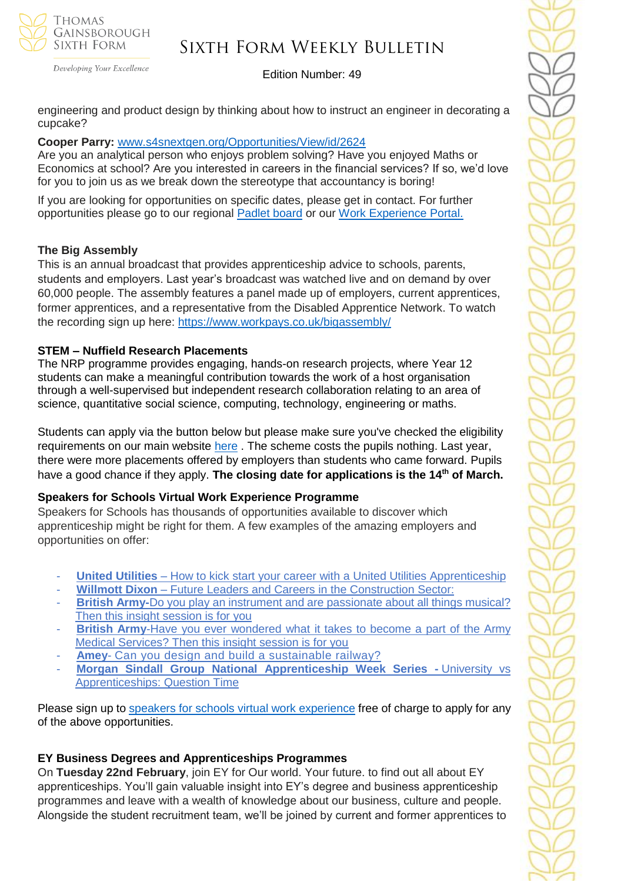engineering and product design by thinking about how to instruct an engineer in decorating a cupcake?

**Cooper Parry:** [www.s4snextgen.org/Opportunities/View/id/2624](www.s4snextgen.org/Opportunities/View/id/2624)
Are you an analytical person who enjoys problem solving? Have you enjoyed Maths or Economics at school? Are you interested in careers in the financial services? If so, we'd love for you to join us as we break down the stereotype that accountancy is boring!

If you are looking for opportunities on specific dates, please get in contact. For further opportunities please go to our regional Padlet board or our Work Experience Portal.

**The Big Assembly**
This is an annual broadcast that provides apprenticeship advice to schools, parents, students and employers. Last year's broadcast was watched live and on demand by over 60,000 people. The assembly features a panel made up of employers, current apprentices, former apprentices, and a representative from the Disabled Apprentice Network. To watch the recording sign up here: [https://www.workpays.co.uk/bigassembly/](https://www.workpays.co.uk/bigassembly/)

**STEM – Nuffield Research Placements**
The NRP programme provides engaging, hands-on research projects, where Year 12 students can make a meaningful contribution towards the work of a host organisation through a well-supervised but independent research collaboration relating to an area of science, quantitative social science, computing, technology, engineering or maths.

Students can apply via the button below but please make sure you've checked the eligibility requirements on our main website here . The scheme costs the pupils nothing. Last year, there were more placements offered by employers than students who came forward. Pupils have a good chance if they apply. **The closing date for applications is the 14th of March.**

**Speakers for Schools Virtual Work Experience Programme**
Speakers for Schools has thousands of opportunities available to discover which apprenticeship might be right for them. A few examples of the amazing employers and opportunities on offer:

- **United Utilities** – How to kick start your career with a United Utilities Apprenticeship
- **Willmott Dixon** – Future Leaders and Careers in the Construction Sector:
- **British Army**-Do you play an instrument and are passionate about all things musical? Then this insight session is for you
- **British Army**-Have you ever wondered what it takes to become a part of the Army Medical Services? Then this insight session is for you
- **Amey**- Can you design and build a sustainable railway?
- **Morgan Sindall Group National Apprenticeship Week Series -** University vs Apprenticeships: Question Time

Please sign up to speakers for schools virtual work experience free of charge to apply for any of the above opportunities.

**EY Business Degrees and Apprenticeships Programmes**
On **Tuesday 22nd February**, join EY for Our world. Your future. to find out all about EY apprenticeships. You'll gain valuable insight into EY's degree and business apprenticeship programmes and leave with a wealth of knowledge about our business, culture and people. Alongside the student recruitment team, we'll be joined by current and former apprentices to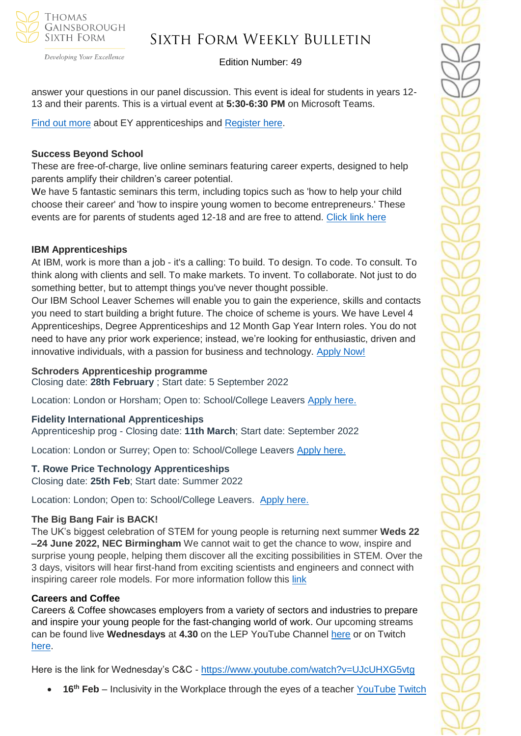answer your questions in our panel discussion. This event is ideal for students in years 12-13 and their parents. This is a virtual event at **5:30-6:30 PM** on Microsoft Teams.

Find out more about EY apprenticeships and Register here.

**Success Beyond School**

These are free-of-charge, live online seminars featuring career experts, designed to help parents amplify their children's career potential.

We have 5 fantastic seminars this term, including topics such as 'how to help your child choose their career' and 'how to inspire young women to become entrepreneurs.' These events are for parents of students aged 12-18 and are free to attend. Click link here

**IBM Apprenticeships**

At IBM, work is more than a job - it's a calling: To build. To design. To code. To consult. To think along with clients and sell. To make markets. To invent. To collaborate. Not just to do something better, but to attempt things you've never thought possible.

Our IBM School Leaver Schemes will enable you to gain the experience, skills and contacts you need to start building a bright future. The choice of scheme is yours. We have Level 4 Apprenticeships, Degree Apprenticeships and 12 Month Gap Year Intern roles. You do not need to have any prior work experience; instead, we're looking for enthusiastic, driven and innovative individuals, with a passion for business and technology. Apply Now!

**Schroders Apprenticeship programme**

Closing date: **28th February** ; Start date: 5 September 2022

Location: London or Horsham; Open to: School/College Leavers Apply here.

**Fidelity International Apprenticeships**

Apprenticeship prog - Closing date: **11th March**; Start date: September 2022

Location: London or Surrey; Open to: School/College Leavers Apply here.

**T. Rowe Price Technology Apprenticeships**

Closing date: **25th Feb**; Start date: Summer 2022

Location: London; Open to: School/College Leavers. Apply here.

**The Big Bang Fair is BACK!**

The UK's biggest celebration of STEM for young people is returning next summer **Weds 22 –24 June 2022, NEC Birmingham** We cannot wait to get the chance to wow, inspire and surprise young people, helping them discover all the exciting possibilities in STEM. Over the 3 days, visitors will hear first-hand from exciting scientists and engineers and connect with inspiring career role models. For more information follow this link

**Careers and Coffee**

Careers & Coffee showcases employers from a variety of sectors and industries to prepare and inspire your young people for the fast-changing world of work. Our upcoming streams can be found live **Wednesdays** at **4.30** on the LEP YouTube Channel here or on Twitch here.

Here is the link for Wednesday's C&C - https://www.youtube.com/watch?v=UJcUHXG5vtg

- **16th Feb** – Inclusivity in the Workplace through the eyes of a teacher YouTube Twitch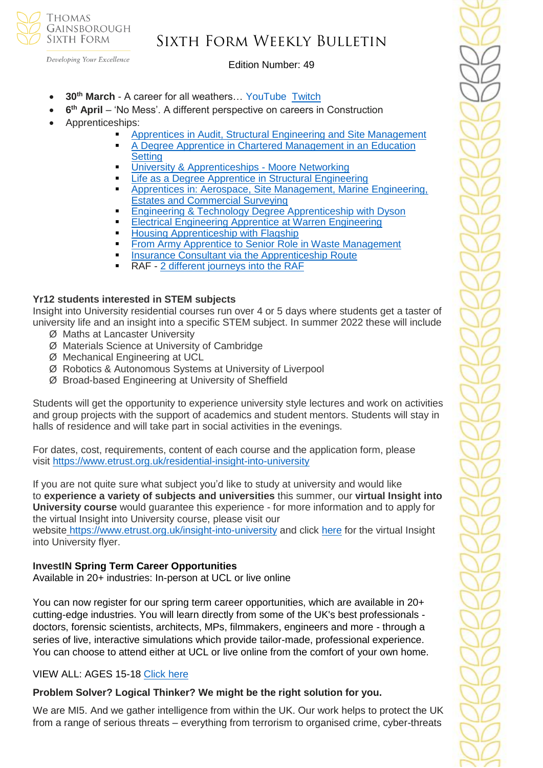- **30th March** - A career for all weathers… YouTube Twitch
- **6th April** – 'No Mess'. A different perspective on careers in Construction
- Apprenticeships:
    - Apprentices in Audit, Structural Engineering and Site Management
    - A Degree Apprentice in Chartered Management in an Education Setting
    - University & Apprenticeships - Moore Networking
    - Life as a Degree Apprentice in Structural Engineering
    - Apprentices in: Aerospace, Site Management, Marine Engineering, Estates and Commercial Surveying
    - Engineering & Technology Degree Apprenticeship with Dyson
    - Electrical Engineering Apprentice at Warren Engineering
    - Housing Apprenticeship with Flagship
    - From Army Apprentice to Senior Role in Waste Management
    - Insurance Consultant via the Apprenticeship Route
    - RAF - 2 different journeys into the RAF

**Yr12 students interested in STEM subjects**

Insight into University residential courses run over 4 or 5 days where students get a taster of university life and an insight into a specific STEM subject. In summer 2022 these will include

- Maths at Lancaster University
- Materials Science at University of Cambridge
- Mechanical Engineering at UCL
- Robotics & Autonomous Systems at University of Liverpool
- Broad-based Engineering at University of Sheffield

Students will get the opportunity to experience university style lectures and work on activities and group projects with the support of academics and student mentors. Students will stay in halls of residence and will take part in social activities in the evenings.

For dates, cost, requirements, content of each course and the application form, please visit https://www.etrust.org.uk/residential-insight-into-university

If you are not quite sure what subject you'd like to study at university and would like to **experience a variety of subjects and universities** this summer, our **virtual Insight into University course** would guarantee this experience - for more information and to apply for the virtual Insight into University course, please visit our website https://www.etrust.org.uk/insight-into-university and click here for the virtual Insight into University flyer.

**InvestIN Spring Term Career Opportunities**

Available in 20+ industries: In-person at UCL or live online

You can now register for our spring term career opportunities, which are available in 20+ cutting-edge industries. You will learn directly from some of the UK's best professionals - doctors, forensic scientists, architects, MPs, filmmakers, engineers and more - through a series of live, interactive simulations which provide tailor-made, professional experience. You can choose to attend either at UCL or live online from the comfort of your own home.

VIEW ALL: AGES 15-18 Click here

**Problem Solver? Logical Thinker? We might be the right solution for you.**

We are MI5. And we gather intelligence from within the UK. Our work helps to protect the UK from a range of serious threats – everything from terrorism to organised crime, cyber-threats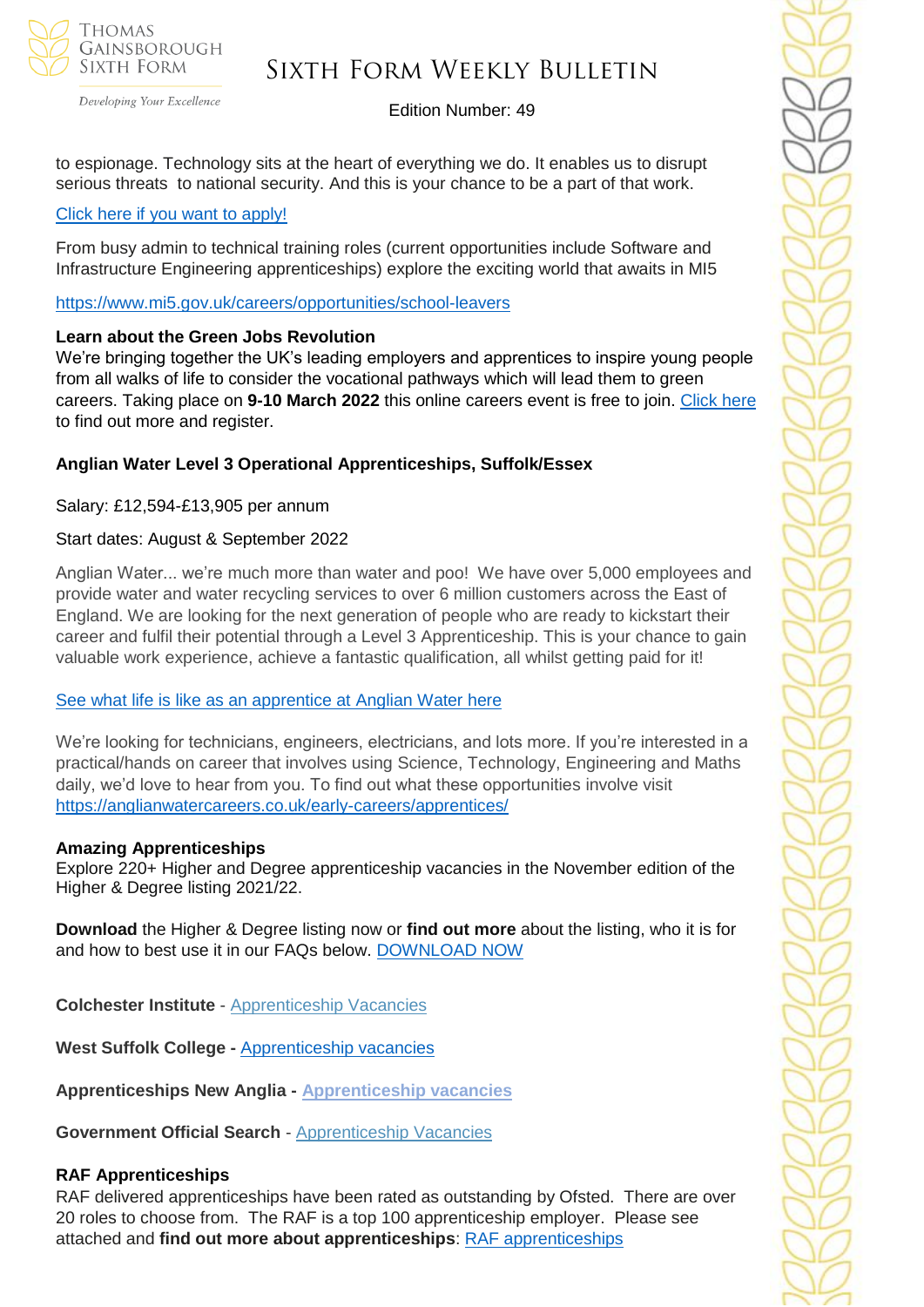to espionage. Technology sits at the heart of everything we do. It enables us to disrupt serious threats to national security. And this is your chance to be a part of that work.

Click here if you want to apply!

From busy admin to technical training roles (current opportunities include Software and Infrastructure Engineering apprenticeships) explore the exciting world that awaits in MI5

https://www.mi5.gov.uk/careers/opportunities/school-leavers

**Learn about the Green Jobs Revolution**
We're bringing together the UK's leading employers and apprentices to inspire young people from all walks of life to consider the vocational pathways which will lead them to green careers. Taking place on **9-10 March 2022** this online careers event is free to join. Click here to find out more and register.

**Anglian Water Level 3 Operational Apprenticeships, Suffolk/Essex**

Salary: £12,594-£13,905 per annum

Start dates: August & September 2022

Anglian Water... we're much more than water and poo! We have over 5,000 employees and provide water and water recycling services to over 6 million customers across the East of England. We are looking for the next generation of people who are ready to kickstart their career and fulfil their potential through a Level 3 Apprenticeship. This is your chance to gain valuable work experience, achieve a fantastic qualification, all whilst getting paid for it!

See what life is like as an apprentice at Anglian Water here

We're looking for technicians, engineers, electricians, and lots more. If you're interested in a practical/hands on career that involves using Science, Technology, Engineering and Maths daily, we'd love to hear from you. To find out what these opportunities involve visit https://anglianwatercareers.co.uk/early-careers/apprentices/

**Amazing Apprenticeships**
Explore 220+ Higher and Degree apprenticeship vacancies in the November edition of the Higher & Degree listing 2021/22.

**Download** the Higher & Degree listing now or **find out more** about the listing, who it is for and how to best use it in our FAQs below. DOWNLOAD NOW

**Colchester Institute** - Apprenticeship Vacancies

**West Suffolk College -** Apprenticeship vacancies

**Apprenticeships New Anglia -** **Apprenticeship vacancies**

**Government Official Search** - Apprenticeship Vacancies

**RAF Apprenticeships**
RAF delivered apprenticeships have been rated as outstanding by Ofsted. There are over 20 roles to choose from. The RAF is a top 100 apprenticeship employer. Please see attached and **find out more about apprenticeships**: RAF apprenticeships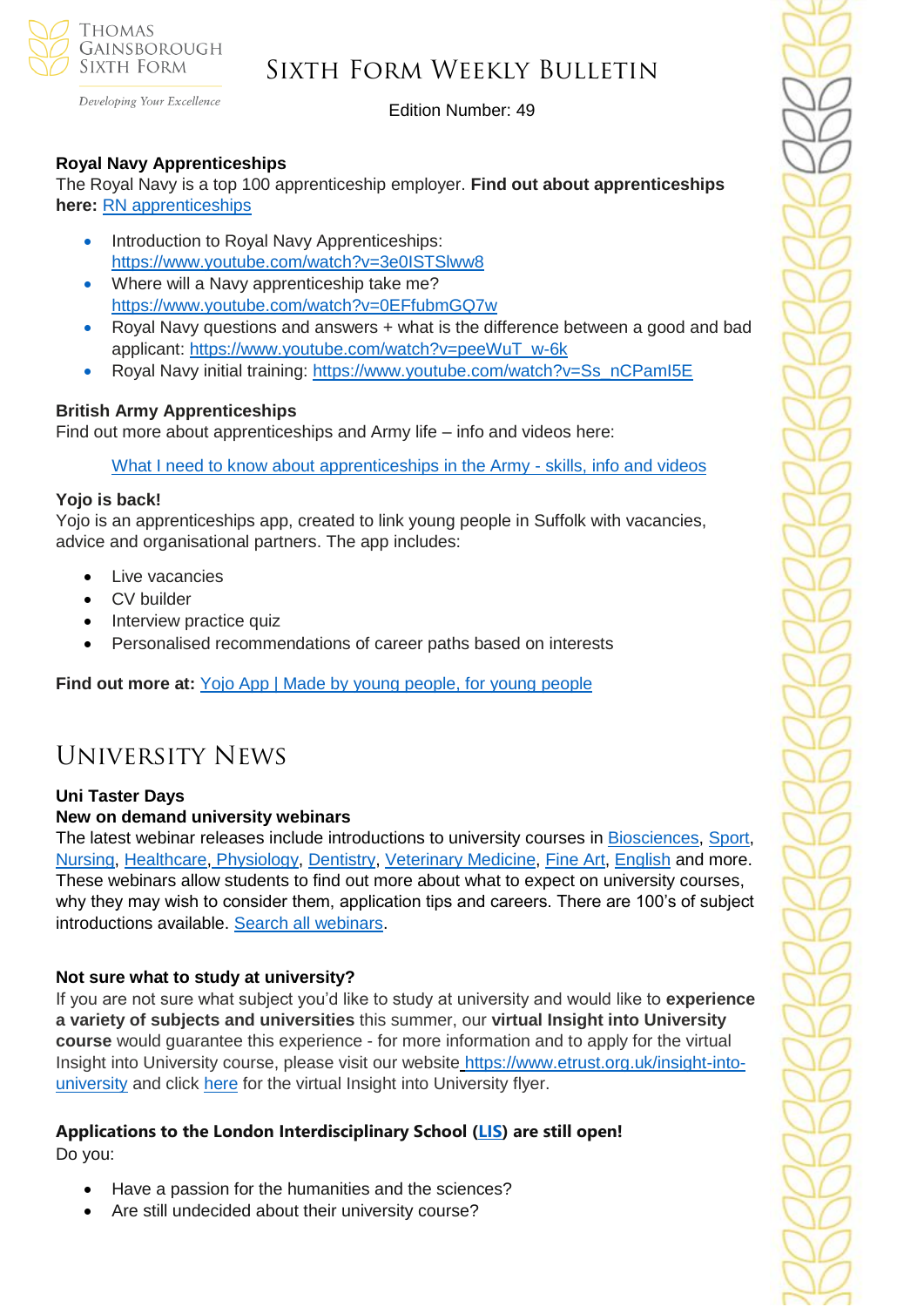### Royal Navy Apprenticeships

The Royal Navy is a top 100 apprenticeship employer. **Find out about apprenticeships here:** [RN apprenticeships]

- Introduction to Royal Navy Apprenticeships: https://www.youtube.com/watch?v=3e0ISTSlww8
- Where will a Navy apprenticeship take me? https://www.youtube.com/watch?v=0EFfubmGQ7w
- Royal Navy questions and answers + what is the difference between a good and bad applicant: https://www.youtube.com/watch?v=peeWuT_w-6k
- Royal Navy initial training: https://www.youtube.com/watch?v=Ss_nCPamI5E

### British Army Apprenticeships

Find out more about apprenticeships and Army life – info and videos here:

What I need to know about apprenticeships in the Army - skills, info and videos

### Yojo is back!

Yojo is an apprenticeships app, created to link young people in Suffolk with vacancies, advice and organisational partners. The app includes:

- Live vacancies
- CV builder
- Interview practice quiz
- Personalised recommendations of career paths based on interests

**Find out more at:** Yojo App | Made by young people, for young people

# University News

### Uni Taster Days

### New on demand university webinars

The latest webinar releases include introductions to university courses in Biosciences, Sport, Nursing, Healthcare, Physiology, Dentistry, Veterinary Medicine, Fine Art, English and more. These webinars allow students to find out more about what to expect on university courses, why they may wish to consider them, application tips and careers. There are 100's of subject introductions available. Search all webinars.

### Not sure what to study at university?

If you are not sure what subject you'd like to study at university and would like to **experience a variety of subjects and universities** this summer, our **virtual Insight into University course** would guarantee this experience - for more information and to apply for the virtual Insight into University course, please visit our website https://www.etrust.org.uk/insight-into-university and click here for the virtual Insight into University flyer.

### Applications to the London Interdisciplinary School (LIS) are still open!

Do you:

- Have a passion for the humanities and the sciences?
- Are still undecided about their university course?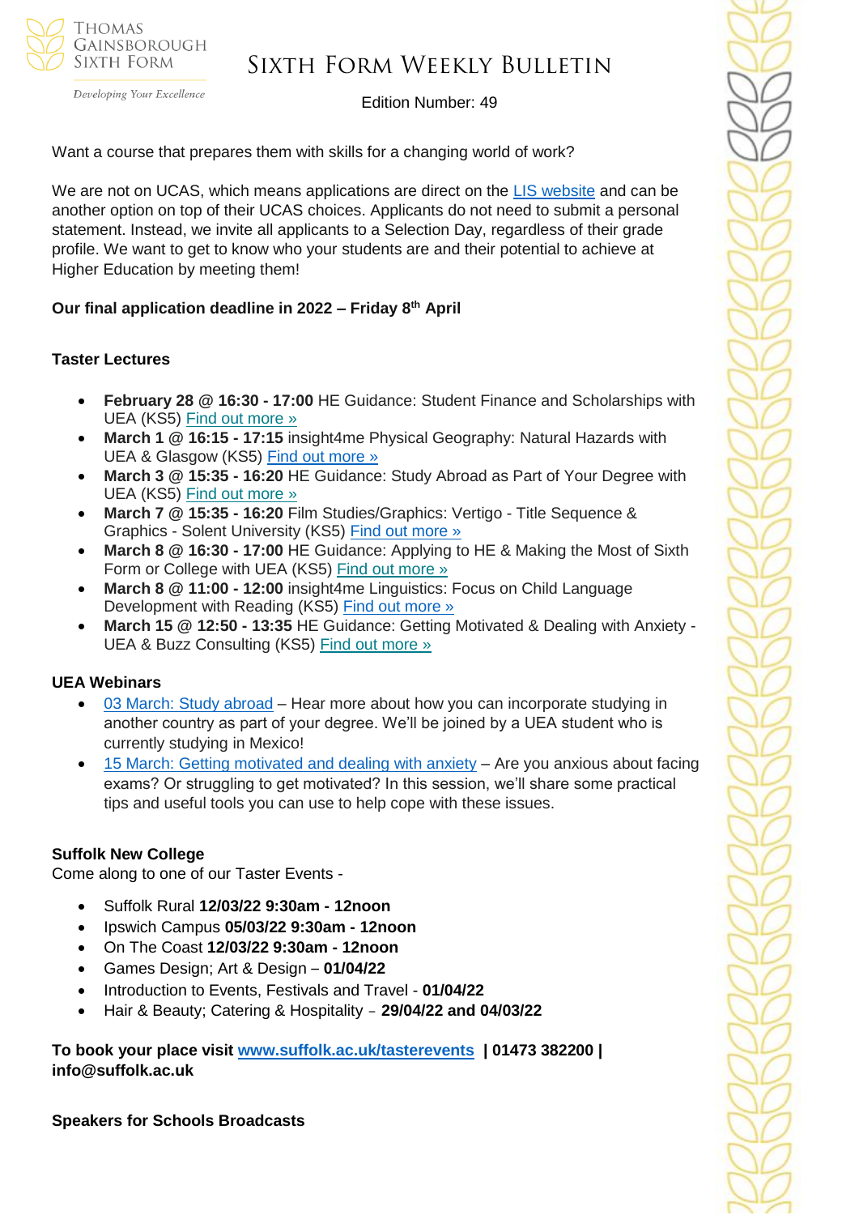Want a course that prepares them with skills for a changing world of work?

We are not on UCAS, which means applications are direct on the LIS website and can be another option on top of their UCAS choices. Applicants do not need to submit a personal statement. Instead, we invite all applicants to a Selection Day, regardless of their grade profile. We want to get to know who your students are and their potential to achieve at Higher Education by meeting them!

**Our final application deadline in 2022 – Friday 8th April**

**Taster Lectures**

- **February 28 @ 16:30 - 17:00** HE Guidance: Student Finance and Scholarships with UEA (KS5) Find out more »
- **March 1 @ 16:15 - 17:15** insight4me Physical Geography: Natural Hazards with UEA & Glasgow (KS5) Find out more »
- **March 3 @ 15:35 - 16:20** HE Guidance: Study Abroad as Part of Your Degree with UEA (KS5) Find out more »
- **March 7 @ 15:35 - 16:20** Film Studies/Graphics: Vertigo - Title Sequence & Graphics - Solent University (KS5) Find out more »
- **March 8 @ 16:30 - 17:00** HE Guidance: Applying to HE & Making the Most of Sixth Form or College with UEA (KS5) Find out more »
- **March 8 @ 11:00 - 12:00** insight4me Linguistics: Focus on Child Language Development with Reading (KS5) Find out more »
- **March 15 @ 12:50 - 13:35** HE Guidance: Getting Motivated & Dealing with Anxiety - UEA & Buzz Consulting (KS5) Find out more »

**UEA Webinars**

- 03 March: Study abroad – Hear more about how you can incorporate studying in another country as part of your degree. We'll be joined by a UEA student who is currently studying in Mexico!
- 15 March: Getting motivated and dealing with anxiety – Are you anxious about facing exams? Or struggling to get motivated? In this session, we'll share some practical tips and useful tools you can use to help cope with these issues.

**Suffolk New College**

Come along to one of our Taster Events -

- Suffolk Rural **12/03/22 9:30am - 12noon**
- Ipswich Campus **05/03/22 9:30am - 12noon**
- On The Coast **12/03/22 9:30am - 12noon**
- Games Design; Art & Design – **01/04/22**
- Introduction to Events, Festivals and Travel - **01/04/22**
- Hair & Beauty; Catering & Hospitality – **29/04/22 and 04/03/22**

**To book your place visit www.suffolk.ac.uk/tasterevents | 01473 382200 | info@suffolk.ac.uk**

**Speakers for Schools Broadcasts**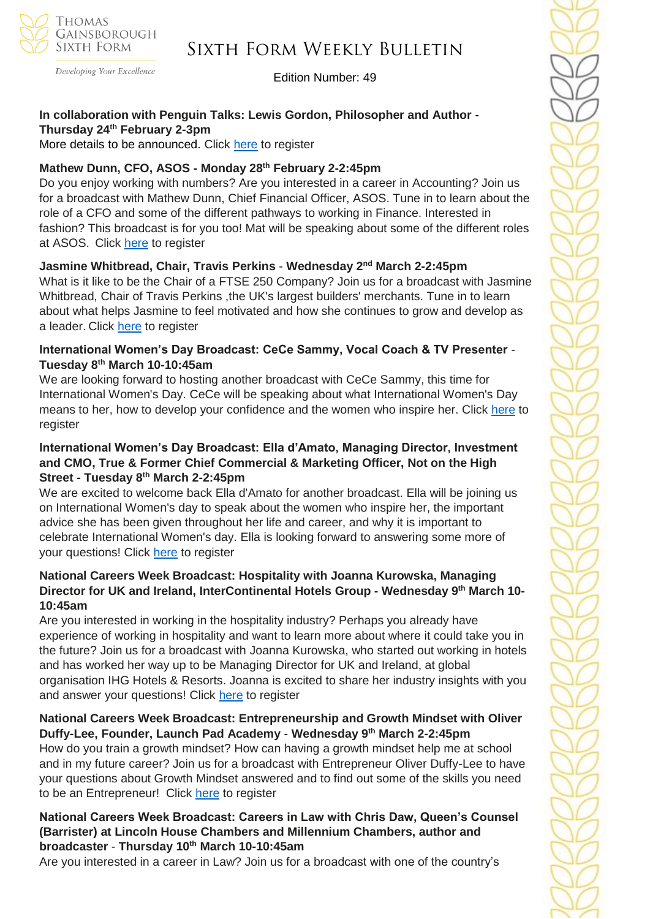**In collaboration with Penguin Talks: Lewis Gordon, Philosopher and Author - Thursday 24th February 2-3pm**

More details to be announced. Click here to register

**Mathew Dunn, CFO, ASOS - Monday 28th February 2-2:45pm**

Do you enjoy working with numbers? Are you interested in a career in Accounting? Join us for a broadcast with Mathew Dunn, Chief Financial Officer, ASOS. Tune in to learn about the role of a CFO and some of the different pathways to working in Finance. Interested in fashion? This broadcast is for you too! Mat will be speaking about some of the different roles at ASOS. Click here to register

**Jasmine Whitbread, Chair, Travis Perkins - Wednesday 2nd March 2-2:45pm**

What is it like to be the Chair of a FTSE 250 Company? Join us for a broadcast with Jasmine Whitbread, Chair of Travis Perkins ,the UK's largest builders' merchants. Tune in to learn about what helps Jasmine to feel motivated and how she continues to grow and develop as a leader. Click here to register

**International Women's Day Broadcast: CeCe Sammy, Vocal Coach & TV Presenter - Tuesday 8th March 10-10:45am**

We are looking forward to hosting another broadcast with CeCe Sammy, this time for International Women's Day. CeCe will be speaking about what International Women's Day means to her, how to develop your confidence and the women who inspire her. Click here to register

**International Women's Day Broadcast: Ella d'Amato, Managing Director, Investment and CMO, True & Former Chief Commercial & Marketing Officer, Not on the High Street - Tuesday 8th March 2-2:45pm**

We are excited to welcome back Ella d'Amato for another broadcast. Ella will be joining us on International Women's day to speak about the women who inspire her, the important advice she has been given throughout her life and career, and why it is important to celebrate International Women's day. Ella is looking forward to answering some more of your questions! Click here to register

**National Careers Week Broadcast: Hospitality with Joanna Kurowska, Managing Director for UK and Ireland, InterContinental Hotels Group - Wednesday 9th March 10-10:45am**

Are you interested in working in the hospitality industry? Perhaps you already have experience of working in hospitality and want to learn more about where it could take you in the future? Join us for a broadcast with Joanna Kurowska, who started out working in hotels and has worked her way up to be Managing Director for UK and Ireland, at global organisation IHG Hotels & Resorts. Joanna is excited to share her industry insights with you and answer your questions! Click here to register

**National Careers Week Broadcast: Entrepreneurship and Growth Mindset with Oliver Duffy-Lee, Founder, Launch Pad Academy - Wednesday 9th March 2-2:45pm**

How do you train a growth mindset? How can having a growth mindset help me at school and in my future career? Join us for a broadcast with Entrepreneur Oliver Duffy-Lee to have your questions about Growth Mindset answered and to find out some of the skills you need to be an Entrepreneur! Click here to register

**National Careers Week Broadcast: Careers in Law with Chris Daw, Queen's Counsel (Barrister) at Lincoln House Chambers and Millennium Chambers, author and broadcaster - Thursday 10th March 10-10:45am**

Are you interested in a career in Law? Join us for a broadcast with one of the country's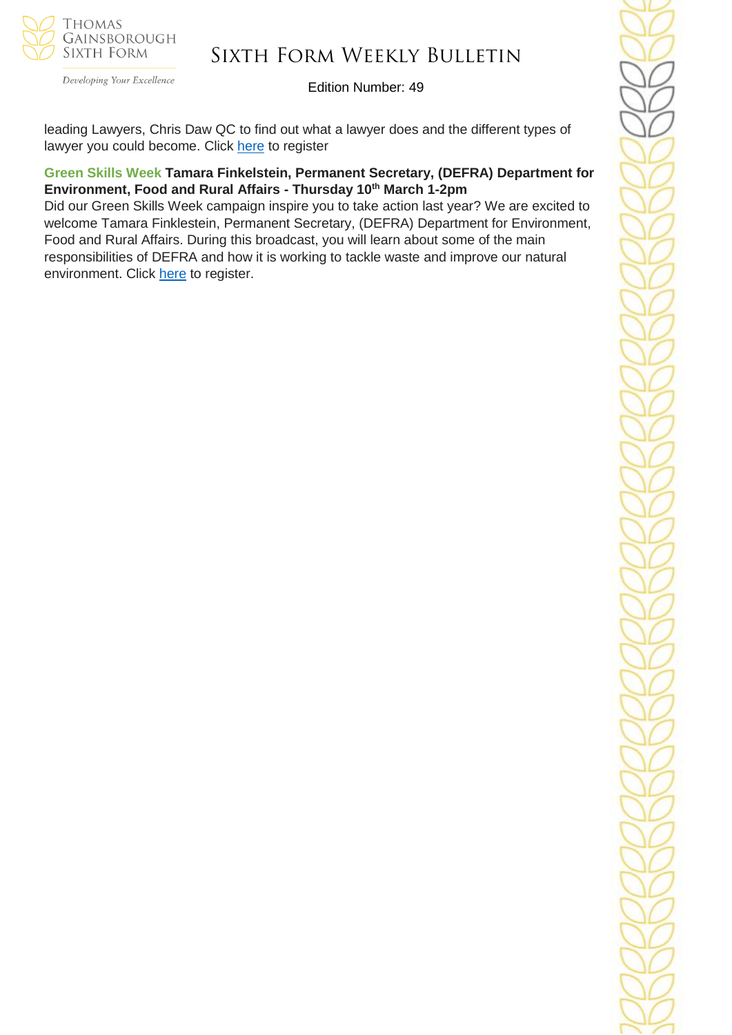leading Lawyers, Chris Daw QC to find out what a lawyer does and the different types of lawyer you could become. Click here to register

**Green Skills Week Tamara Finkelstein, Permanent Secretary, (DEFRA) Department for Environment, Food and Rural Affairs - Thursday 10th March 1-2pm**

Did our Green Skills Week campaign inspire you to take action last year? We are excited to welcome Tamara Finklestein, Permanent Secretary, (DEFRA) Department for Environment, Food and Rural Affairs. During this broadcast, you will learn about some of the main responsibilities of DEFRA and how it is working to tackle waste and improve our natural environment. Click here to register.